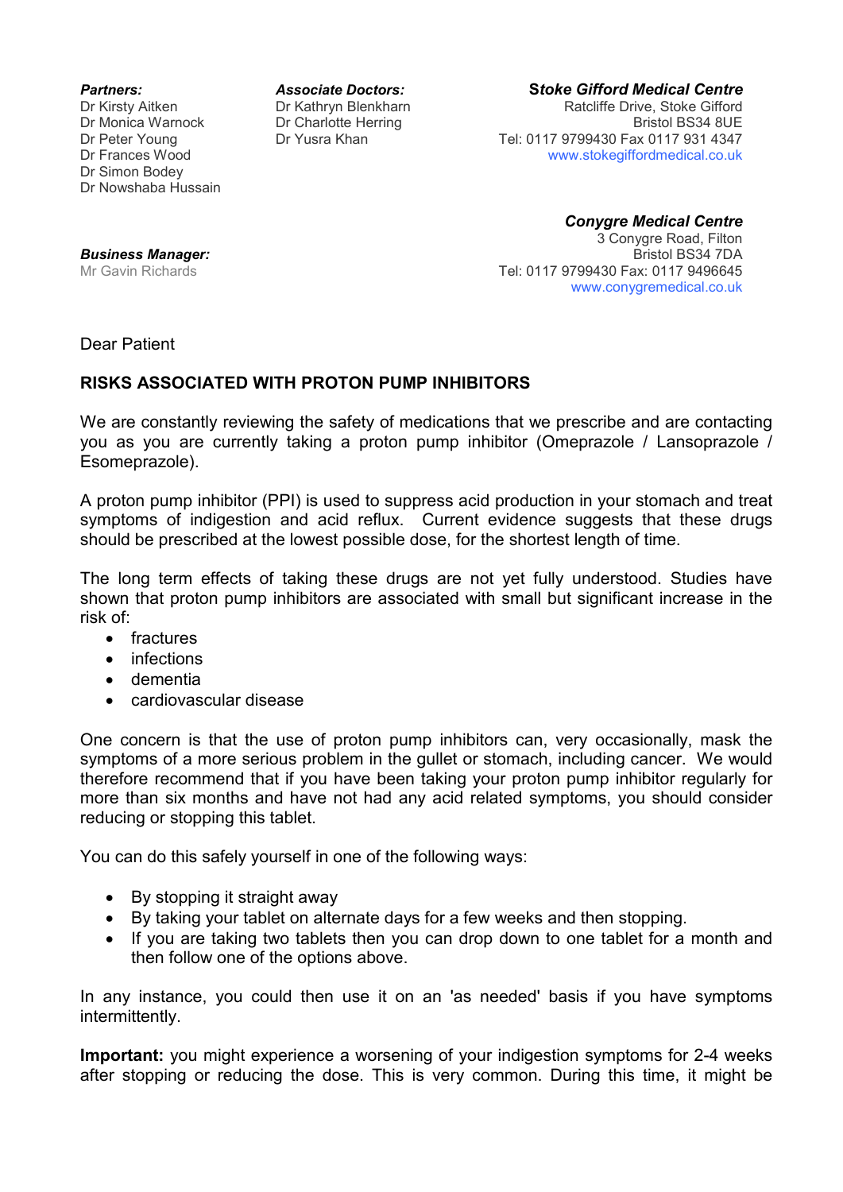***Partners:***
Dr Kirsty Aitken
Dr Monica Warnock
Dr Peter Young
Dr Frances Wood
Dr Simon Bodey
Dr Nowshaba Hussain

***Associate Doctors:***
Dr Kathryn Blenkharn
Dr Charlotte Herring
Dr Yusra Khan

***Business Manager:***
Mr Gavin Richards

***Stoke Gifford Medical Centre***
Ratcliffe Drive, Stoke Gifford
Bristol BS34 8UE
Tel: 0117 9799430 Fax 0117 931 4347
www.stokegiffordmedical.co.uk

***Conygre Medical Centre***
3 Conygre Road, Filton
Bristol BS34 7DA
Tel: 0117 9799430 Fax: 0117 9496645
www.conygremedical.co.uk

Dear Patient

**RISKS ASSOCIATED WITH PROTON PUMP INHIBITORS**

We are constantly reviewing the safety of medications that we prescribe and are contacting you as you are currently taking a proton pump inhibitor (Omeprazole / Lansoprazole / Esomeprazole).

A proton pump inhibitor (PPI) is used to suppress acid production in your stomach and treat symptoms of indigestion and acid reflux. Current evidence suggests that these drugs should be prescribed at the lowest possible dose, for the shortest length of time.

The long term effects of taking these drugs are not yet fully understood. Studies have shown that proton pump inhibitors are associated with small but significant increase in the risk of:

- fractures
- infections
- dementia
- cardiovascular disease

One concern is that the use of proton pump inhibitors can, very occasionally, mask the symptoms of a more serious problem in the gullet or stomach, including cancer. We would therefore recommend that if you have been taking your proton pump inhibitor regularly for more than six months and have not had any acid related symptoms, you should consider reducing or stopping this tablet.

You can do this safely yourself in one of the following ways:

- By stopping it straight away
- By taking your tablet on alternate days for a few weeks and then stopping.
- If you are taking two tablets then you can drop down to one tablet for a month and then follow one of the options above.

In any instance, you could then use it on an 'as needed' basis if you have symptoms intermittently.

**Important:** you might experience a worsening of your indigestion symptoms for 2-4 weeks after stopping or reducing the dose. This is very common. During this time, it might be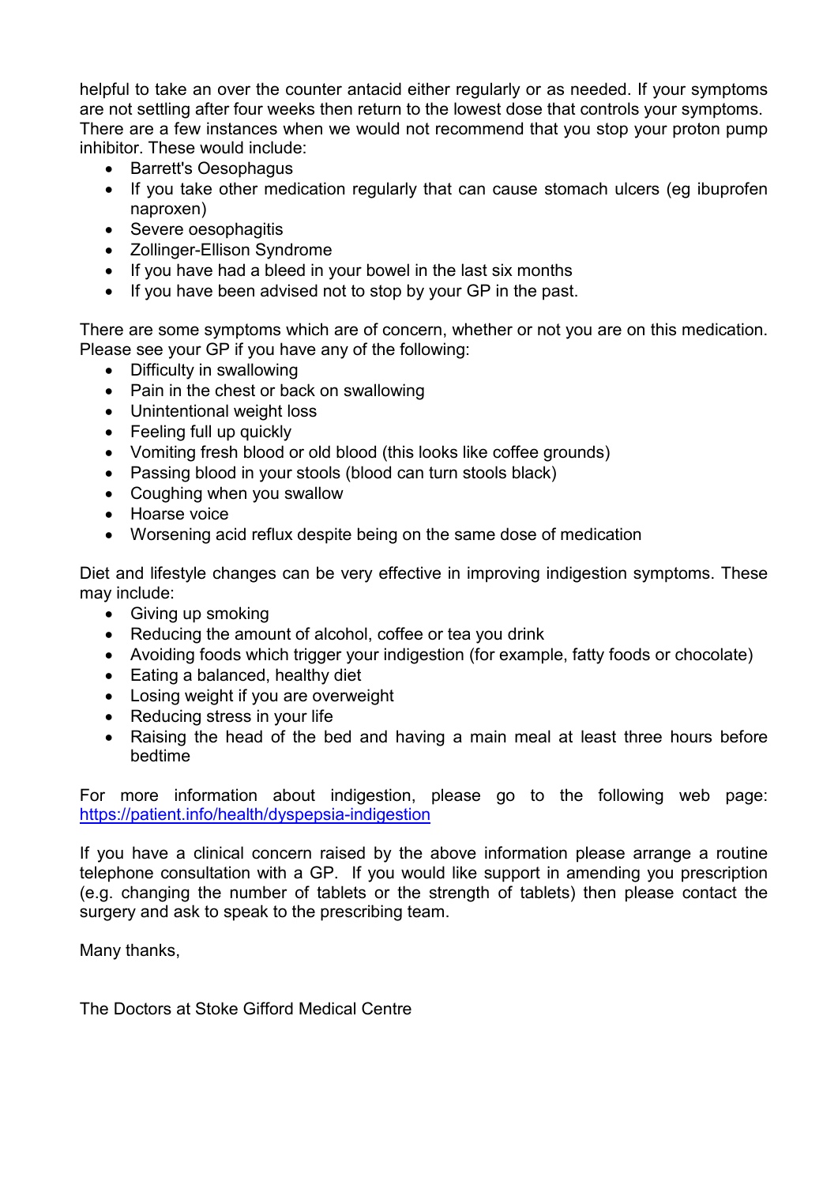helpful to take an over the counter antacid either regularly or as needed. If your symptoms are not settling after four weeks then return to the lowest dose that controls your symptoms. There are a few instances when we would not recommend that you stop your proton pump inhibitor. These would include:

- Barrett's Oesophagus
- If you take other medication regularly that can cause stomach ulcers (eg ibuprofen naproxen)
- Severe oesophagitis
- Zollinger-Ellison Syndrome
- If you have had a bleed in your bowel in the last six months
- If you have been advised not to stop by your GP in the past.

There are some symptoms which are of concern, whether or not you are on this medication. Please see your GP if you have any of the following:

- Difficulty in swallowing
- Pain in the chest or back on swallowing
- Unintentional weight loss
- Feeling full up quickly
- Vomiting fresh blood or old blood (this looks like coffee grounds)
- Passing blood in your stools (blood can turn stools black)
- Coughing when you swallow
- Hoarse voice
- Worsening acid reflux despite being on the same dose of medication

Diet and lifestyle changes can be very effective in improving indigestion symptoms. These may include:

- Giving up smoking
- Reducing the amount of alcohol, coffee or tea you drink
- Avoiding foods which trigger your indigestion (for example, fatty foods or chocolate)
- Eating a balanced, healthy diet
- Losing weight if you are overweight
- Reducing stress in your life
- Raising the head of the bed and having a main meal at least three hours before bedtime

For more information about indigestion, please go to the following web page: [https://patient.info/health/dyspepsia-indigestion](https://patient.info/health/dyspepsia-indigestion)

If you have a clinical concern raised by the above information please arrange a routine telephone consultation with a GP. If you would like support in amending you prescription (e.g. changing the number of tablets or the strength of tablets) then please contact the surgery and ask to speak to the prescribing team.

Many thanks,

The Doctors at Stoke Gifford Medical Centre